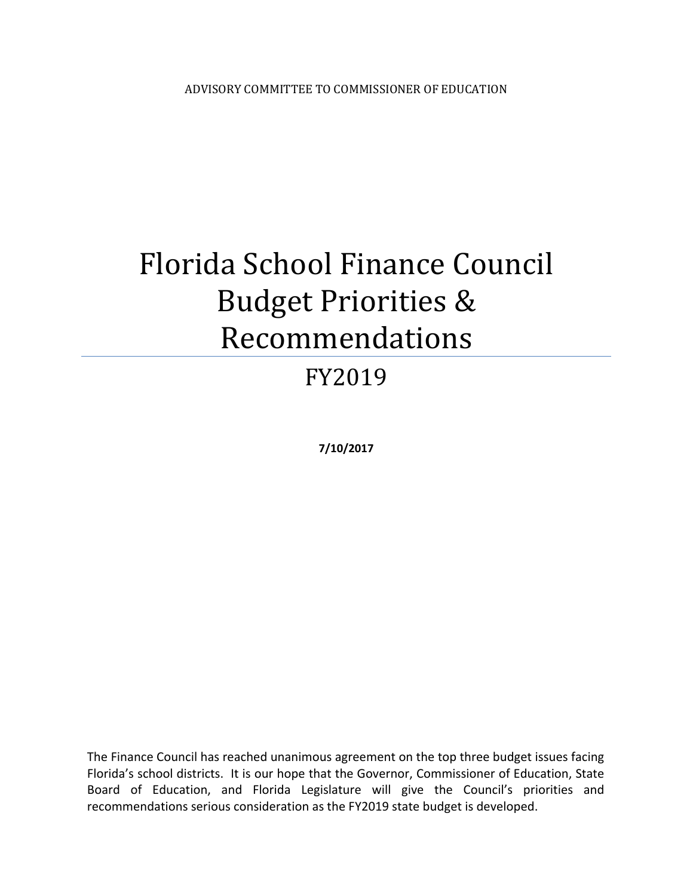ADVISORY COMMITTEE TO COMMISSIONER OF EDUCATION

# Florida School Finance Council Budget Priorities & Recommendations

## FY2019

**7/10/2017**

The Finance Council has reached unanimous agreement on the top three budget issues facing Florida's school districts. It is our hope that the Governor, Commissioner of Education, State Board of Education, and Florida Legislature will give the Council's priorities and recommendations serious consideration as the FY2019 state budget is developed.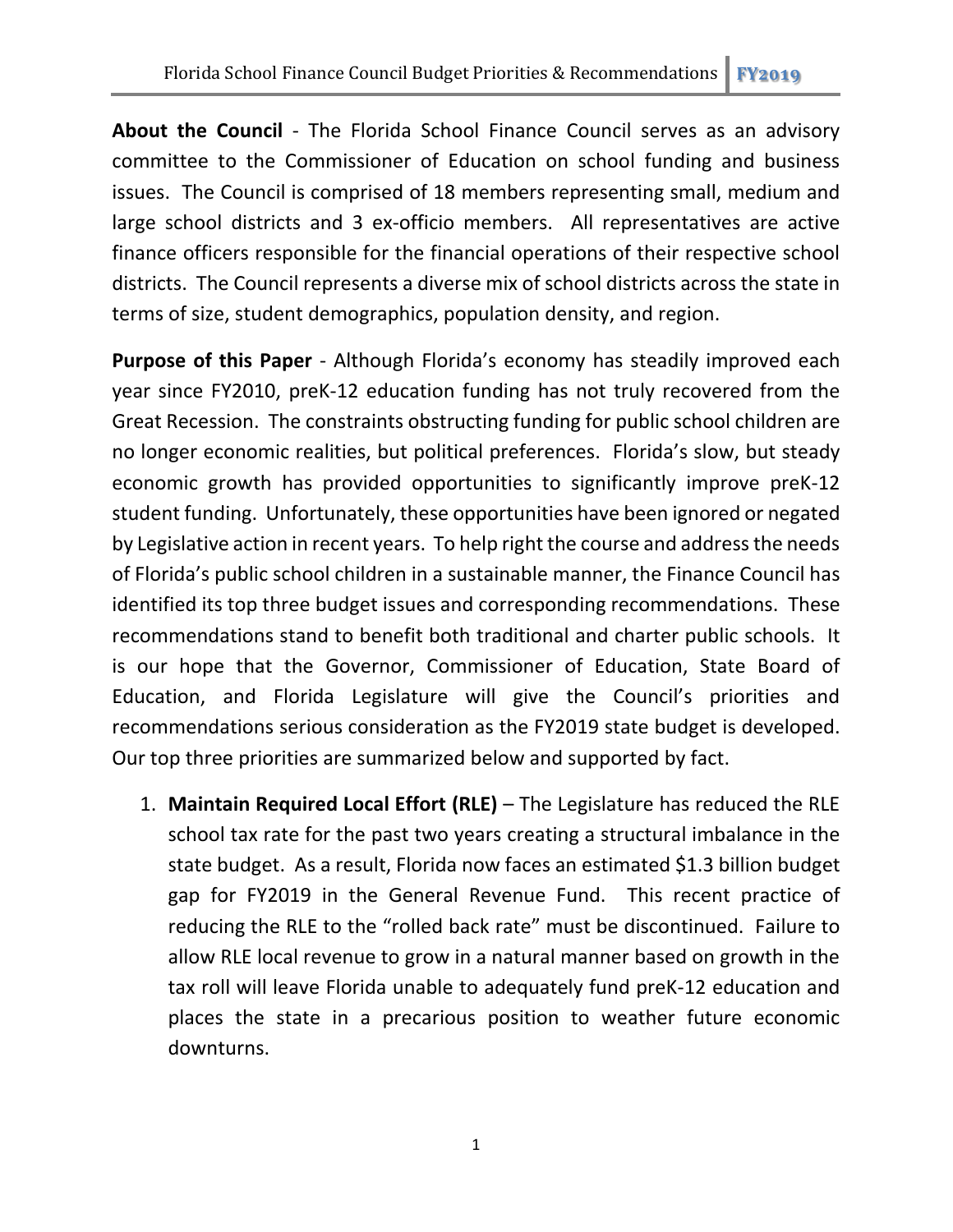**About the Council** - The Florida School Finance Council serves as an advisory committee to the Commissioner of Education on school funding and business issues. The Council is comprised of 18 members representing small, medium and large school districts and 3 ex-officio members. All representatives are active finance officers responsible for the financial operations of their respective school districts. The Council represents a diverse mix of school districts across the state in terms of size, student demographics, population density, and region.

**Purpose of this Paper** - Although Florida's economy has steadily improved each year since FY2010, preK-12 education funding has not truly recovered from the Great Recession. The constraints obstructing funding for public school children are no longer economic realities, but political preferences. Florida's slow, but steady economic growth has provided opportunities to significantly improve preK-12 student funding. Unfortunately, these opportunities have been ignored or negated by Legislative action in recent years. To help right the course and address the needs of Florida's public school children in a sustainable manner, the Finance Council has identified its top three budget issues and corresponding recommendations. These recommendations stand to benefit both traditional and charter public schools. It is our hope that the Governor, Commissioner of Education, State Board of Education, and Florida Legislature will give the Council's priorities and recommendations serious consideration as the FY2019 state budget is developed. Our top three priorities are summarized below and supported by fact.

1. **Maintain Required Local Effort (RLE)** – The Legislature has reduced the RLE school tax rate for the past two years creating a structural imbalance in the state budget. As a result, Florida now faces an estimated $1.3 billion budget gap for FY2019 in the General Revenue Fund. This recent practice of reducing the RLE to the "rolled back rate" must be discontinued. Failure to allow RLE local revenue to grow in a natural manner based on growth in the tax roll will leave Florida unable to adequately fund preK-12 education and places the state in a precarious position to weather future economic downturns.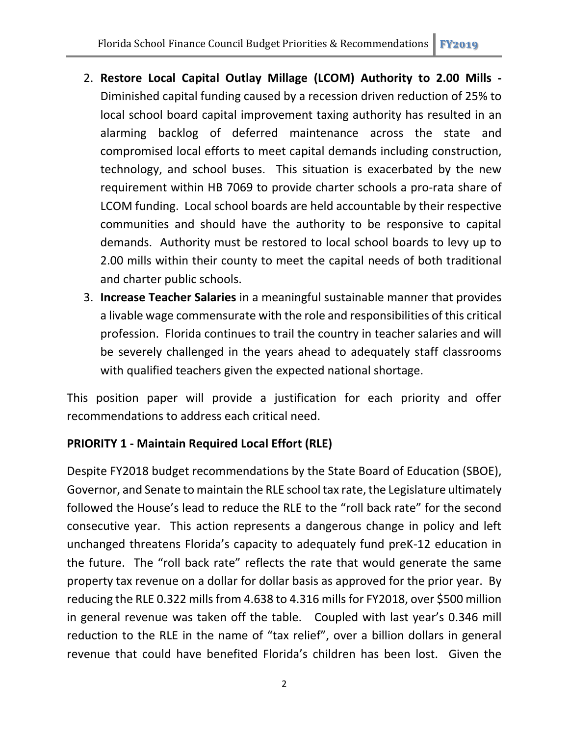2. **Restore Local Capital Outlay Millage (LCOM) Authority to 2.00 Mills -** Diminished capital funding caused by a recession driven reduction of 25% to local school board capital improvement taxing authority has resulted in an alarming backlog of deferred maintenance across the state and compromised local efforts to meet capital demands including construction, technology, and school buses. This situation is exacerbated by the new requirement within HB 7069 to provide charter schools a pro-rata share of LCOM funding. Local school boards are held accountable by their respective communities and should have the authority to be responsive to capital demands. Authority must be restored to local school boards to levy up to 2.00 mills within their county to meet the capital needs of both traditional and charter public schools.
3. **Increase Teacher Salaries** in a meaningful sustainable manner that provides a livable wage commensurate with the role and responsibilities of this critical profession. Florida continues to trail the country in teacher salaries and will be severely challenged in the years ahead to adequately staff classrooms with qualified teachers given the expected national shortage.

This position paper will provide a justification for each priority and offer recommendations to address each critical need.

**PRIORITY 1 - Maintain Required Local Effort (RLE)**

Despite FY2018 budget recommendations by the State Board of Education (SBOE), Governor, and Senate to maintain the RLE school tax rate, the Legislature ultimately followed the House's lead to reduce the RLE to the "roll back rate" for the second consecutive year. This action represents a dangerous change in policy and left unchanged threatens Florida's capacity to adequately fund preK-12 education in the future. The "roll back rate" reflects the rate that would generate the same property tax revenue on a dollar for dollar basis as approved for the prior year. By reducing the RLE 0.322 mills from 4.638 to 4.316 mills for FY2018, over $500 million in general revenue was taken off the table. Coupled with last year's 0.346 mill reduction to the RLE in the name of "tax relief", over a billion dollars in general revenue that could have benefited Florida's children has been lost. Given the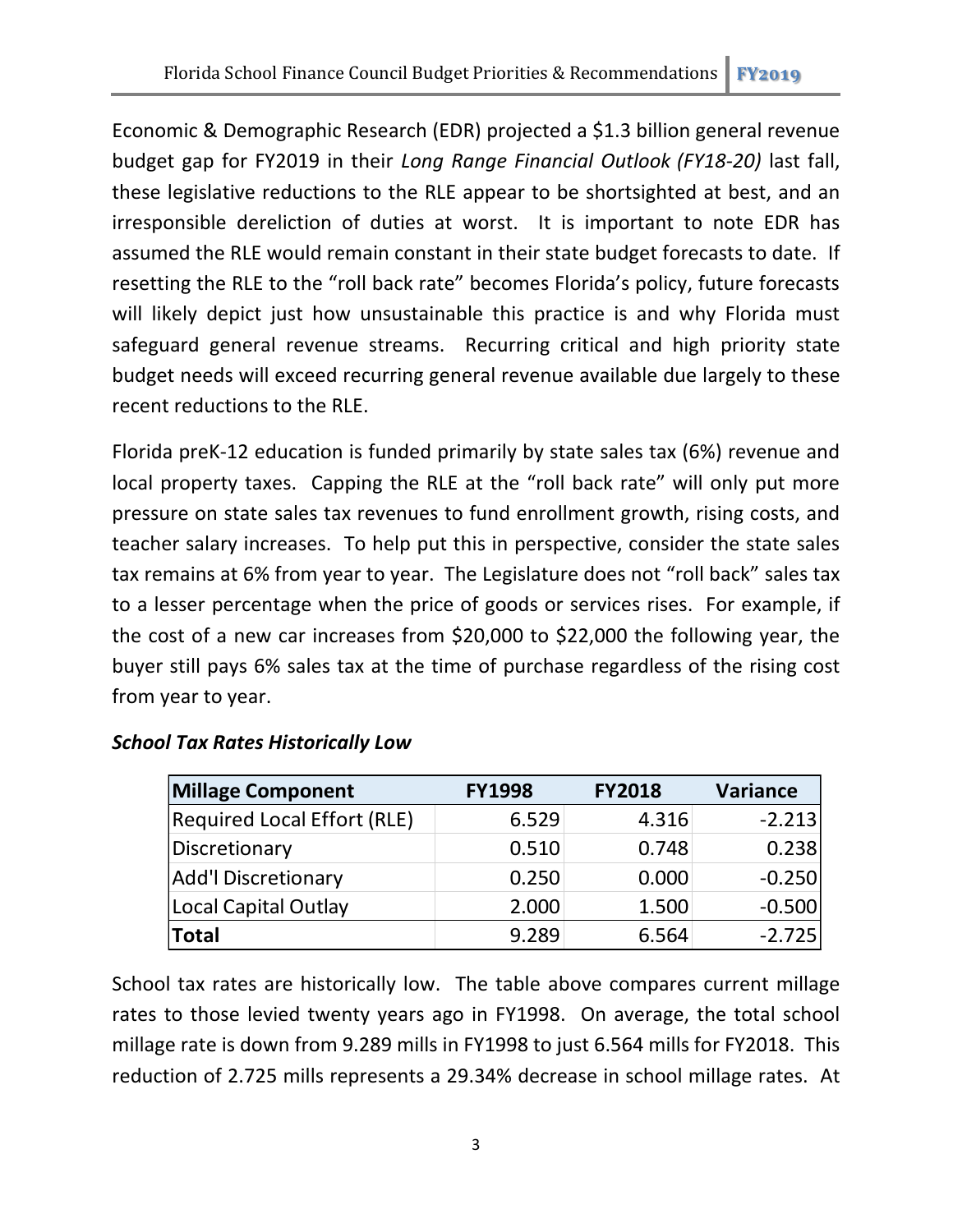Economic & Demographic Research (EDR) projected a $1.3 billion general revenue budget gap for FY2019 in their *Long Range Financial Outlook (FY18-20)* last fall, these legislative reductions to the RLE appear to be shortsighted at best, and an irresponsible dereliction of duties at worst. It is important to note EDR has assumed the RLE would remain constant in their state budget forecasts to date. If resetting the RLE to the "roll back rate" becomes Florida's policy, future forecasts will likely depict just how unsustainable this practice is and why Florida must safeguard general revenue streams. Recurring critical and high priority state budget needs will exceed recurring general revenue available due largely to these recent reductions to the RLE.

Florida preK-12 education is funded primarily by state sales tax (6%) revenue and local property taxes. Capping the RLE at the "roll back rate" will only put more pressure on state sales tax revenues to fund enrollment growth, rising costs, and teacher salary increases. To help put this in perspective, consider the state sales tax remains at 6% from year to year. The Legislature does not "roll back" sales tax to a lesser percentage when the price of goods or services rises. For example, if the cost of a new car increases from $20,000 to $22,000 the following year, the buyer still pays 6% sales tax at the time of purchase regardless of the rising cost from year to year.

### *School Tax Rates Historically Low*

| Millage Component | FY1998 | FY2018 | Variance |
|---|---|---|---|
| Required Local Effort (RLE) | 6.529 | 4.316 | -2.213 |
| Discretionary | 0.510 | 0.748 | 0.238 |
| Add'l Discretionary | 0.250 | 0.000 | -0.250 |
| Local Capital Outlay | 2.000 | 1.500 | -0.500 |
| **Total** | 9.289 | 6.564 | -2.725 |

School tax rates are historically low. The table above compares current millage rates to those levied twenty years ago in FY1998. On average, the total school millage rate is down from 9.289 mills in FY1998 to just 6.564 mills for FY2018. This reduction of 2.725 mills represents a 29.34% decrease in school millage rates. At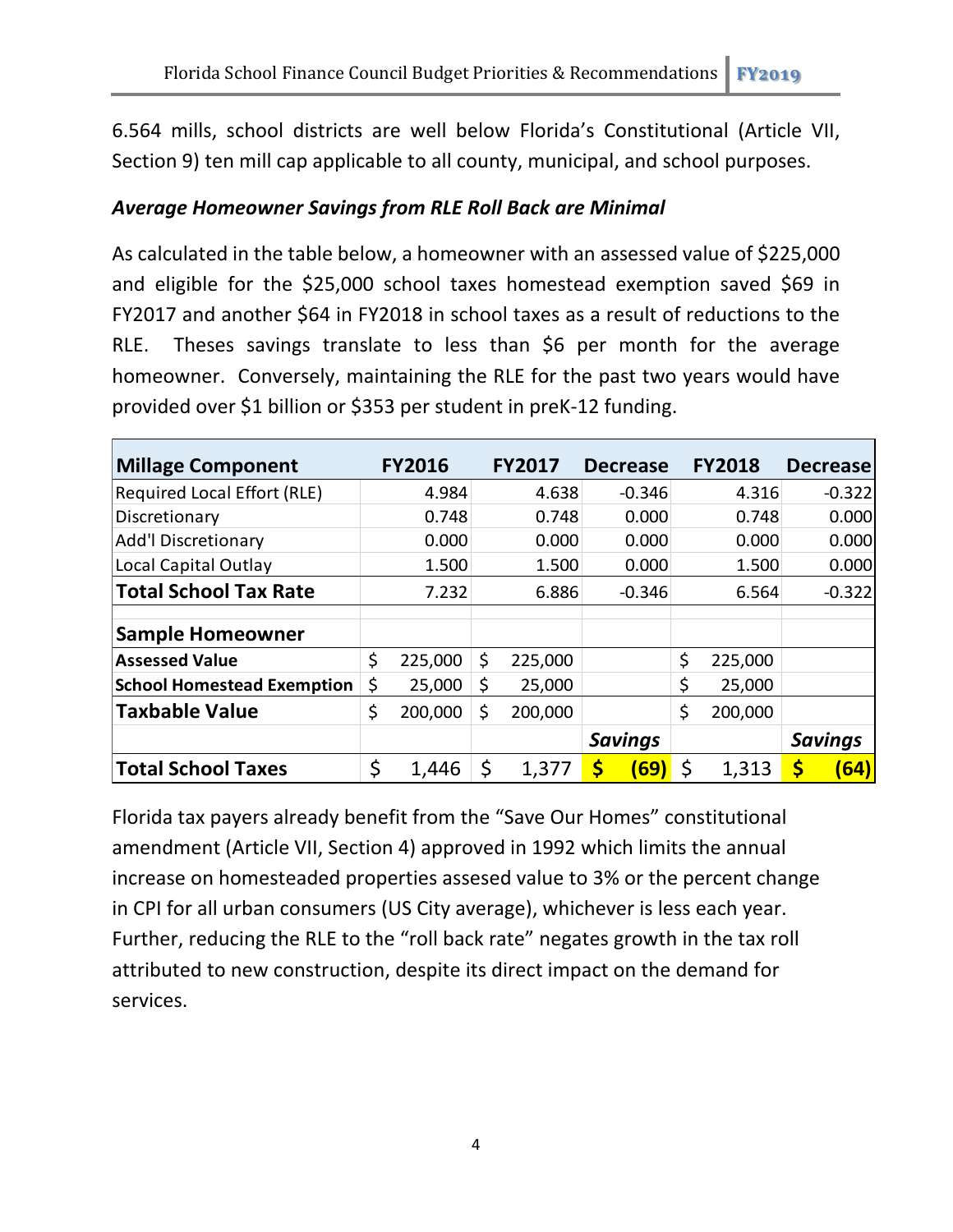6.564 mills, school districts are well below Florida's Constitutional (Article VII, Section 9) ten mill cap applicable to all county, municipal, and school purposes.

### *Average Homeowner Savings from RLE Roll Back are Minimal*

As calculated in the table below, a homeowner with an assessed value of $225,000 and eligible for the $25,000 school taxes homestead exemption saved $69 in FY2017 and another $64 in FY2018 in school taxes as a result of reductions to the RLE. Theses savings translate to less than $6 per month for the average homeowner. Conversely, maintaining the RLE for the past two years would have provided over $1 billion or $353 per student in preK-12 funding.

| **Millage Component** | **FY2016** | **FY2017** | **Decrease** | **FY2018** | **Decrease** |
|---|---|---|---|---|---|
| Required Local Effort (RLE) | 4.984 | 4.638 | -0.346 | 4.316 | -0.322 |
| Discretionary | 0.748 | 0.748 | 0.000 | 0.748 | 0.000 |
| Add'l Discretionary | 0.000 | 0.000 | 0.000 | 0.000 | 0.000 |
| Local Capital Outlay | 1.500 | 1.500 | 0.000 | 1.500 | 0.000 |
| **Total School Tax Rate** | 7.232 | 6.886 | -0.346 | 6.564 | -0.322 |
| | | | | | |
| **Sample Homeowner** | | | | | |
| **Assessed Value** | $ 225,000 | $ 225,000 | | $ 225,000 | |
| **School Homestead Exemption** | $ 25,000 | $ 25,000 | | $ 25,000 | |
| **Taxable Value** | $ 200,000 | $ 200,000 | | $ 200,000 | |
| | | | ***Savings*** | | ***Savings*** |
| **Total School Taxes** | $ 1,446 | $ 1,377 | **$ (69)** | $ 1,313 | **$ (64)** |

Florida tax payers already benefit from the "Save Our Homes" constitutional amendment (Article VII, Section 4) approved in 1992 which limits the annual increase on homesteaded properties assesed value to 3% or the percent change in CPI for all urban consumers (US City average), whichever is less each year. Further, reducing the RLE to the "roll back rate" negates growth in the tax roll attributed to new construction, despite its direct impact on the demand for services.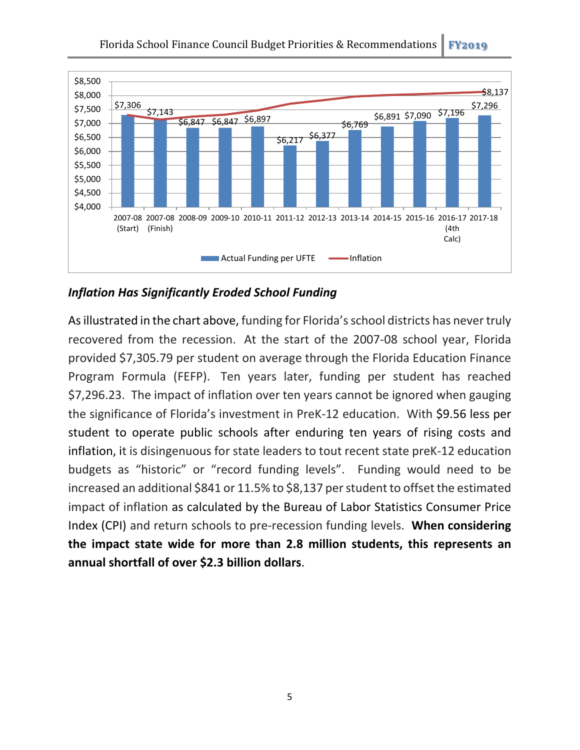| | 2007-08 (Start) | 2007-08 (Finish) | 2008-09 | 2009-10 | 2010-11 | 2011-12 | 2012-13 | 2013-14 | 2014-15 | 2015-16 | 2016-17 (4th Calc) | 2017-18 |
|---|---|---|---|---|---|---|---|---|---|---|---|---|
| Actual Funding per UFTE | $7,306 | $7,143 | $6,847 | $6,847 | $6,897 | $6,217 | $6,377 | $6,769 | $6,891 | $7,090 | $7,196 | $7,296 |
| Inflation | | | | | | | | | | | | $8,137 |

### *Inflation Has Significantly Eroded School Funding*

As illustrated in the chart above, funding for Florida's school districts has never truly recovered from the recession. At the start of the 2007-08 school year, Florida provided $7,305.79 per student on average through the Florida Education Finance Program Formula (FEFP). Ten years later, funding per student has reached $7,296.23. The impact of inflation over ten years cannot be ignored when gauging the significance of Florida's investment in PreK-12 education. With $9.56 less per student to operate public schools after enduring ten years of rising costs and inflation, it is disingenuous for state leaders to tout recent state preK-12 education budgets as "historic" or "record funding levels". Funding would need to be increased an additional $841 or 11.5% to $8,137 per student to offset the estimated impact of inflation as calculated by the Bureau of Labor Statistics Consumer Price Index (CPI) and return schools to pre-recession funding levels. **When considering the impact state wide for more than 2.8 million students, this represents an annual shortfall of over $2.3 billion dollars**.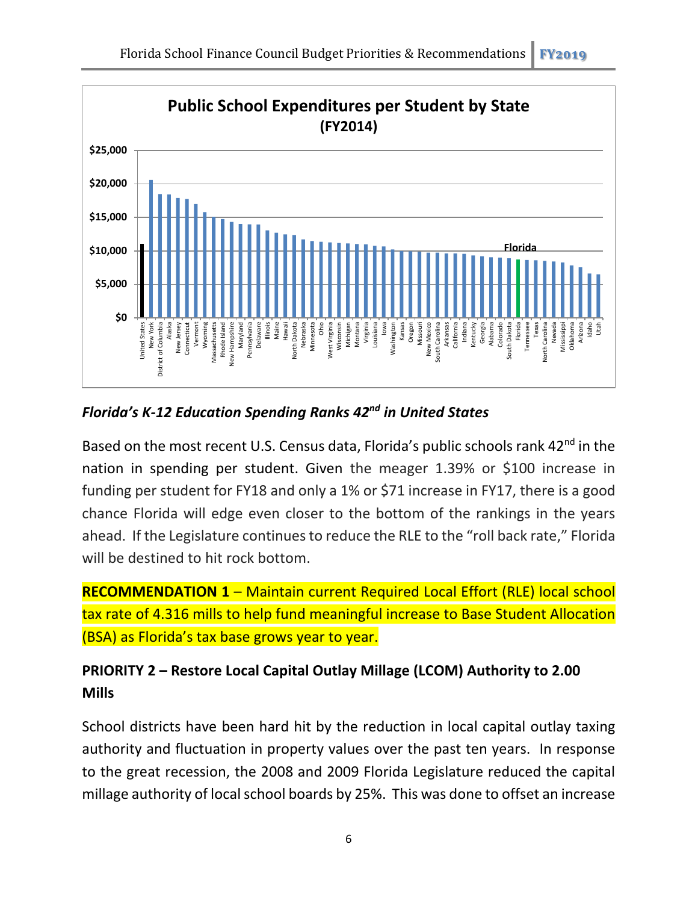**Public School Expenditures per Student by State (FY2014)**

### *Florida's K-12 Education Spending Ranks 42nd in United States*

Based on the most recent U.S. Census data, Florida's public schools rank 42nd in the nation in spending per student. Given the meager 1.39% or $100 increase in funding per student for FY18 and only a 1% or $71 increase in FY17, there is a good chance Florida will edge even closer to the bottom of the rankings in the years ahead. If the Legislature continues to reduce the RLE to the "roll back rate," Florida will be destined to hit rock bottom.

**RECOMMENDATION 1** – Maintain current Required Local Effort (RLE) local school tax rate of 4.316 mills to help fund meaningful increase to Base Student Allocation (BSA) as Florida's tax base grows year to year.

### PRIORITY 2 – Restore Local Capital Outlay Millage (LCOM) Authority to 2.00 Mills

School districts have been hard hit by the reduction in local capital outlay taxing authority and fluctuation in property values over the past ten years. In response to the great recession, the 2008 and 2009 Florida Legislature reduced the capital millage authority of local school boards by 25%. This was done to offset an increase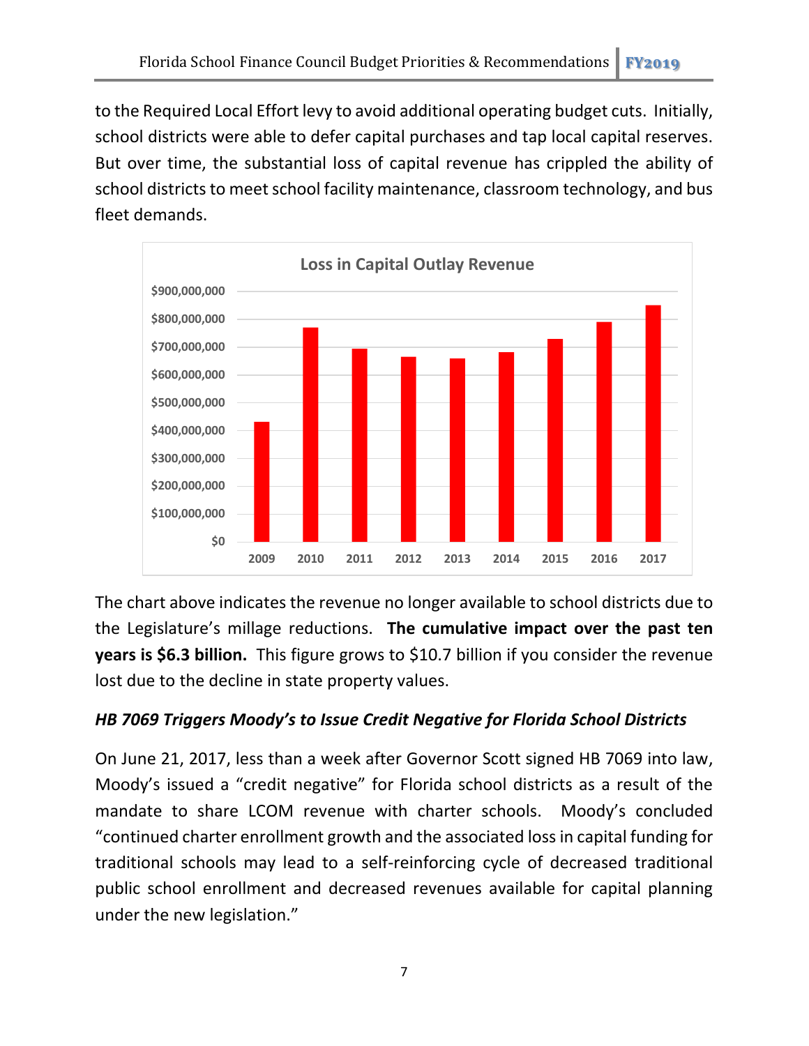to the Required Local Effort levy to avoid additional operating budget cuts. Initially, school districts were able to defer capital purchases and tap local capital reserves. But over time, the substantial loss of capital revenue has crippled the ability of school districts to meet school facility maintenance, classroom technology, and bus fleet demands.

The chart above indicates the revenue no longer available to school districts due to the Legislature's millage reductions. **The cumulative impact over the past ten years is $6.3 billion.** This figure grows to $10.7 billion if you consider the revenue lost due to the decline in state property values.

### *HB 7069 Triggers Moody's to Issue Credit Negative for Florida School Districts*

On June 21, 2017, less than a week after Governor Scott signed HB 7069 into law, Moody's issued a "credit negative" for Florida school districts as a result of the mandate to share LCOM revenue with charter schools. Moody's concluded "continued charter enrollment growth and the associated loss in capital funding for traditional schools may lead to a self-reinforcing cycle of decreased traditional public school enrollment and decreased revenues available for capital planning under the new legislation."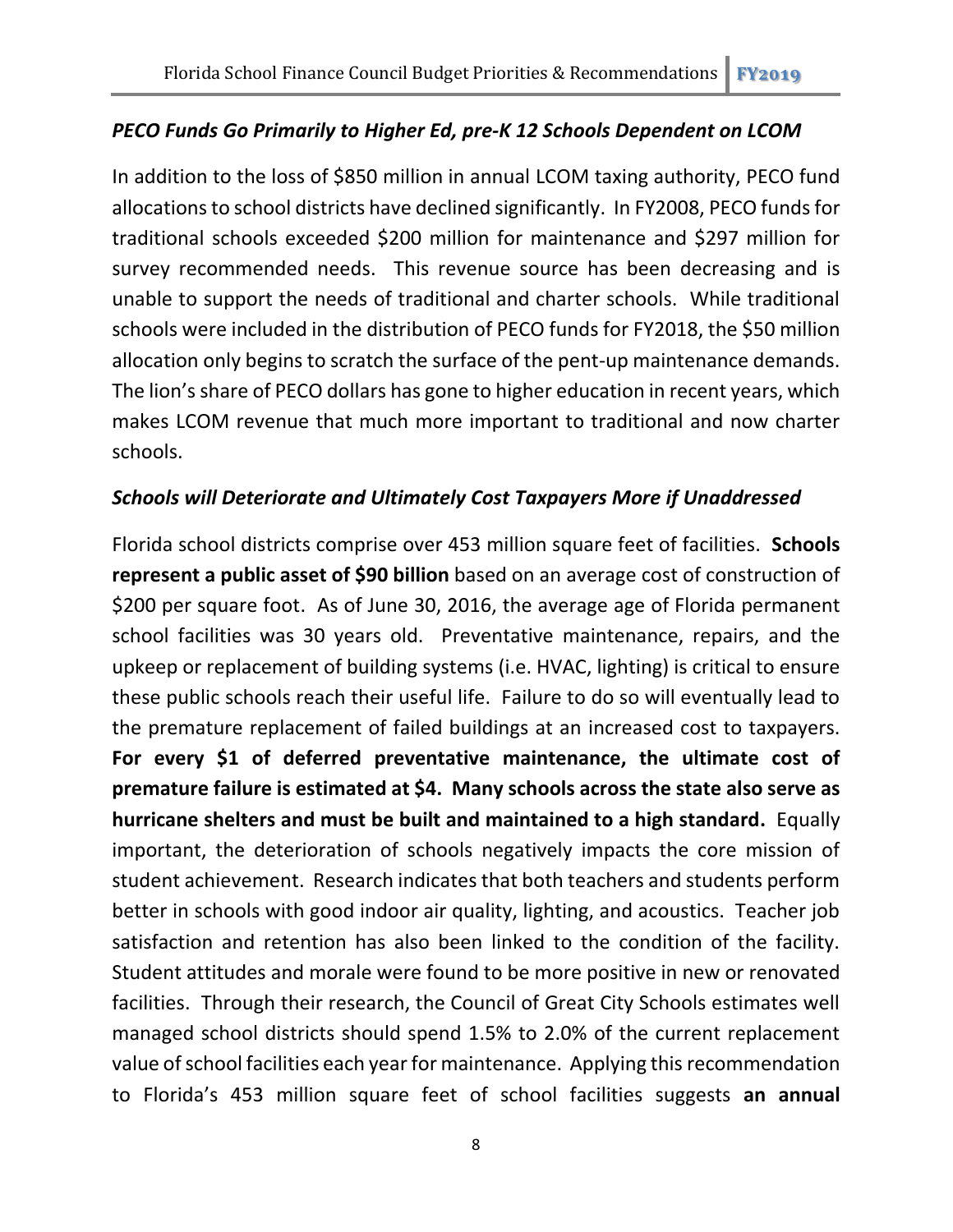### *PECO Funds Go Primarily to Higher Ed, pre-K 12 Schools Dependent on LCOM*

In addition to the loss of $850 million in annual LCOM taxing authority, PECO fund allocations to school districts have declined significantly. In FY2008, PECO funds for traditional schools exceeded $200 million for maintenance and $297 million for survey recommended needs. This revenue source has been decreasing and is unable to support the needs of traditional and charter schools. While traditional schools were included in the distribution of PECO funds for FY2018, the $50 million allocation only begins to scratch the surface of the pent-up maintenance demands. The lion's share of PECO dollars has gone to higher education in recent years, which makes LCOM revenue that much more important to traditional and now charter schools.

### *Schools will Deteriorate and Ultimately Cost Taxpayers More if Unaddressed*

Florida school districts comprise over 453 million square feet of facilities. **Schools represent a public asset of $90 billion** based on an average cost of construction of $200 per square foot. As of June 30, 2016, the average age of Florida permanent school facilities was 30 years old. Preventative maintenance, repairs, and the upkeep or replacement of building systems (i.e. HVAC, lighting) is critical to ensure these public schools reach their useful life. Failure to do so will eventually lead to the premature replacement of failed buildings at an increased cost to taxpayers. **For every $1 of deferred preventative maintenance, the ultimate cost of premature failure is estimated at $4. Many schools across the state also serve as hurricane shelters and must be built and maintained to a high standard.** Equally important, the deterioration of schools negatively impacts the core mission of student achievement. Research indicates that both teachers and students perform better in schools with good indoor air quality, lighting, and acoustics. Teacher job satisfaction and retention has also been linked to the condition of the facility. Student attitudes and morale were found to be more positive in new or renovated facilities. Through their research, the Council of Great City Schools estimates well managed school districts should spend 1.5% to 2.0% of the current replacement value of school facilities each year for maintenance. Applying this recommendation to Florida's 453 million square feet of school facilities suggests **an annual**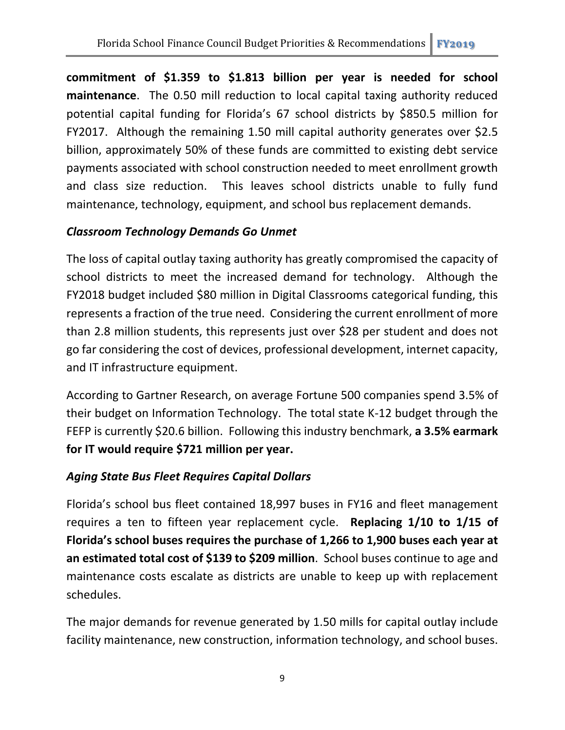**commitment of $1.359 to $1.813 billion per year is needed for school maintenance**. The 0.50 mill reduction to local capital taxing authority reduced potential capital funding for Florida's 67 school districts by $850.5 million for FY2017. Although the remaining 1.50 mill capital authority generates over $2.5 billion, approximately 50% of these funds are committed to existing debt service payments associated with school construction needed to meet enrollment growth and class size reduction. This leaves school districts unable to fully fund maintenance, technology, equipment, and school bus replacement demands.

### *Classroom Technology Demands Go Unmet*

The loss of capital outlay taxing authority has greatly compromised the capacity of school districts to meet the increased demand for technology. Although the FY2018 budget included $80 million in Digital Classrooms categorical funding, this represents a fraction of the true need. Considering the current enrollment of more than 2.8 million students, this represents just over $28 per student and does not go far considering the cost of devices, professional development, internet capacity, and IT infrastructure equipment.

According to Gartner Research, on average Fortune 500 companies spend 3.5% of their budget on Information Technology. The total state K-12 budget through the FEFP is currently $20.6 billion. Following this industry benchmark, **a 3.5% earmark for IT would require $721 million per year.**

### *Aging State Bus Fleet Requires Capital Dollars*

Florida's school bus fleet contained 18,997 buses in FY16 and fleet management requires a ten to fifteen year replacement cycle. **Replacing 1/10 to 1/15 of Florida's school buses requires the purchase of 1,266 to 1,900 buses each year at an estimated total cost of $139 to $209 million**. School buses continue to age and maintenance costs escalate as districts are unable to keep up with replacement schedules.

The major demands for revenue generated by 1.50 mills for capital outlay include facility maintenance, new construction, information technology, and school buses.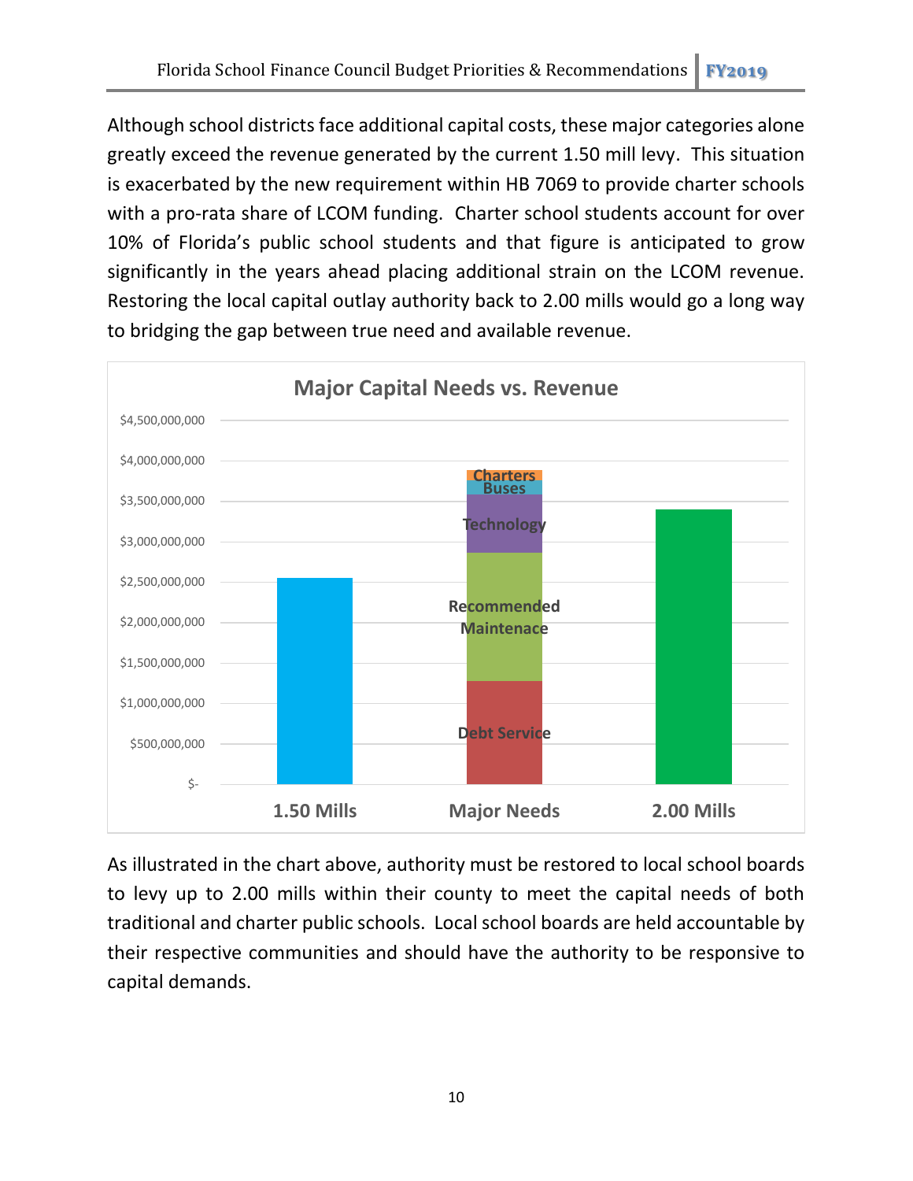Although school districts face additional capital costs, these major categories alone greatly exceed the revenue generated by the current 1.50 mill levy. This situation is exacerbated by the new requirement within HB 7069 to provide charter schools with a pro-rata share of LCOM funding. Charter school students account for over 10% of Florida's public school students and that figure is anticipated to grow significantly in the years ahead placing additional strain on the LCOM revenue. Restoring the local capital outlay authority back to 2.00 mills would go a long way to bridging the gap between true need and available revenue.

**Major Capital Needs vs. Revenue**

| | 1.50 Mills | Major Needs | 2.00 Mills |
|---|---|---|---|
| Series | Revenue | Debt Service, Recommended Maintenace, Technology, Buses, Charters | Revenue |

Y-axis: $- to $4,500,000,000

As illustrated in the chart above, authority must be restored to local school boards to levy up to 2.00 mills within their county to meet the capital needs of both traditional and charter public schools. Local school boards are held accountable by their respective communities and should have the authority to be responsive to capital demands.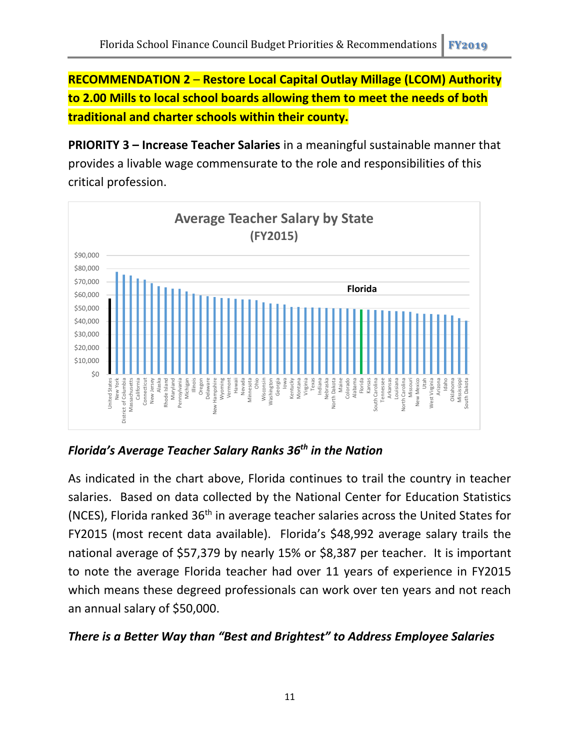**RECOMMENDATION 2 – Restore Local Capital Outlay Millage (LCOM) Authority to 2.00 Mills to local school boards allowing them to meet the needs of both traditional and charter schools within their county.**

**PRIORITY 3 – Increase Teacher Salaries** in a meaningful sustainable manner that provides a livable wage commensurate to the role and responsibilities of this critical profession.

**Average Teacher Salary by State (FY2015)**

### *Florida's Average Teacher Salary Ranks 36th in the Nation*

As indicated in the chart above, Florida continues to trail the country in teacher salaries. Based on data collected by the National Center for Education Statistics (NCES), Florida ranked 36th in average teacher salaries across the United States for FY2015 (most recent data available). Florida's $48,992 average salary trails the national average of $57,379 by nearly 15% or $8,387 per teacher. It is important to note the average Florida teacher had over 11 years of experience in FY2015 which means these degreed professionals can work over ten years and not reach an annual salary of $50,000.

### *There is a Better Way than "Best and Brightest" to Address Employee Salaries*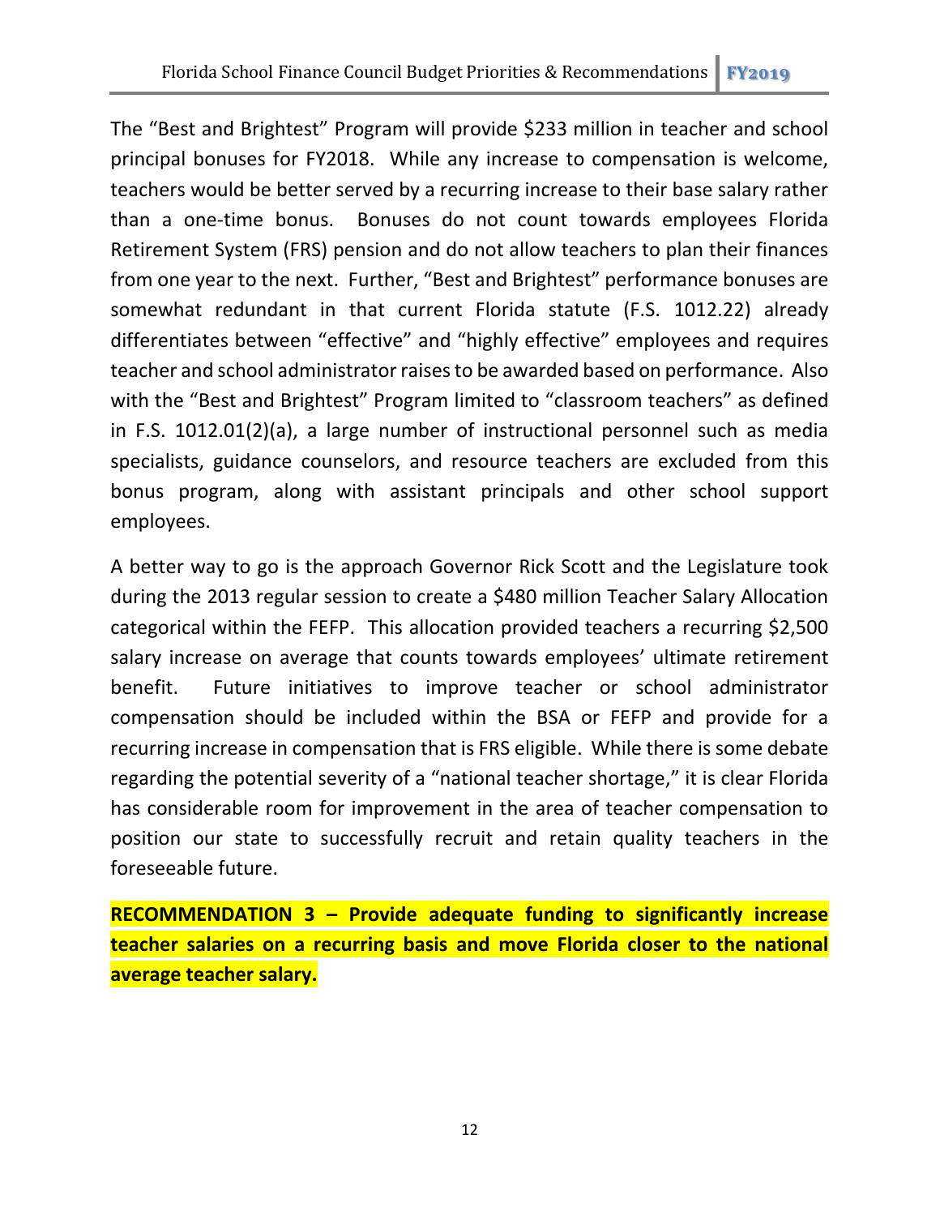The “Best and Brightest” Program will provide $233 million in teacher and school principal bonuses for FY2018. While any increase to compensation is welcome, teachers would be better served by a recurring increase to their base salary rather than a one-time bonus. Bonuses do not count towards employees Florida Retirement System (FRS) pension and do not allow teachers to plan their finances from one year to the next. Further, “Best and Brightest” performance bonuses are somewhat redundant in that current Florida statute (F.S. 1012.22) already differentiates between “effective” and “highly effective” employees and requires teacher and school administrator raises to be awarded based on performance. Also with the “Best and Brightest” Program limited to “classroom teachers” as defined in F.S. 1012.01(2)(a), a large number of instructional personnel such as media specialists, guidance counselors, and resource teachers are excluded from this bonus program, along with assistant principals and other school support employees.

A better way to go is the approach Governor Rick Scott and the Legislature took during the 2013 regular session to create a $480 million Teacher Salary Allocation categorical within the FEFP. This allocation provided teachers a recurring $2,500 salary increase on average that counts towards employees’ ultimate retirement benefit. Future initiatives to improve teacher or school administrator compensation should be included within the BSA or FEFP and provide for a recurring increase in compensation that is FRS eligible. While there is some debate regarding the potential severity of a “national teacher shortage,” it is clear Florida has considerable room for improvement in the area of teacher compensation to position our state to successfully recruit and retain quality teachers in the foreseeable future.

**RECOMMENDATION 3 – Provide adequate funding to significantly increase teacher salaries on a recurring basis and move Florida closer to the national average teacher salary.**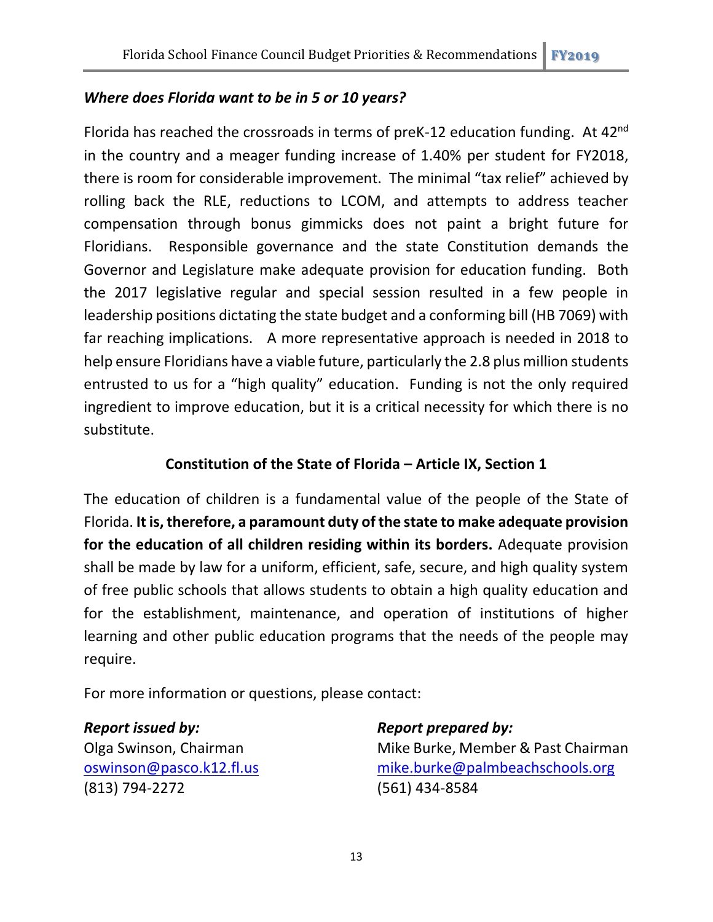### *Where does Florida want to be in 5 or 10 years?*

Florida has reached the crossroads in terms of preK-12 education funding. At 42nd in the country and a meager funding increase of 1.40% per student for FY2018, there is room for considerable improvement. The minimal "tax relief" achieved by rolling back the RLE, reductions to LCOM, and attempts to address teacher compensation through bonus gimmicks does not paint a bright future for Floridians. Responsible governance and the state Constitution demands the Governor and Legislature make adequate provision for education funding. Both the 2017 legislative regular and special session resulted in a few people in leadership positions dictating the state budget and a conforming bill (HB 7069) with far reaching implications. A more representative approach is needed in 2018 to help ensure Floridians have a viable future, particularly the 2.8 plus million students entrusted to us for a "high quality" education. Funding is not the only required ingredient to improve education, but it is a critical necessity for which there is no substitute.

**Constitution of the State of Florida – Article IX, Section 1**

The education of children is a fundamental value of the people of the State of Florida. **It is, therefore, a paramount duty of the state to make adequate provision for the education of all children residing within its borders.** Adequate provision shall be made by law for a uniform, efficient, safe, secure, and high quality system of free public schools that allows students to obtain a high quality education and for the establishment, maintenance, and operation of institutions of higher learning and other public education programs that the needs of the people may require.

For more information or questions, please contact:

***Report issued by:***
Olga Swinson, Chairman
oswinson@pasco.k12.fl.us
(813) 794-2272

***Report prepared by:***
Mike Burke, Member & Past Chairman
mike.burke@palmbeachschools.org
(561) 434-8584